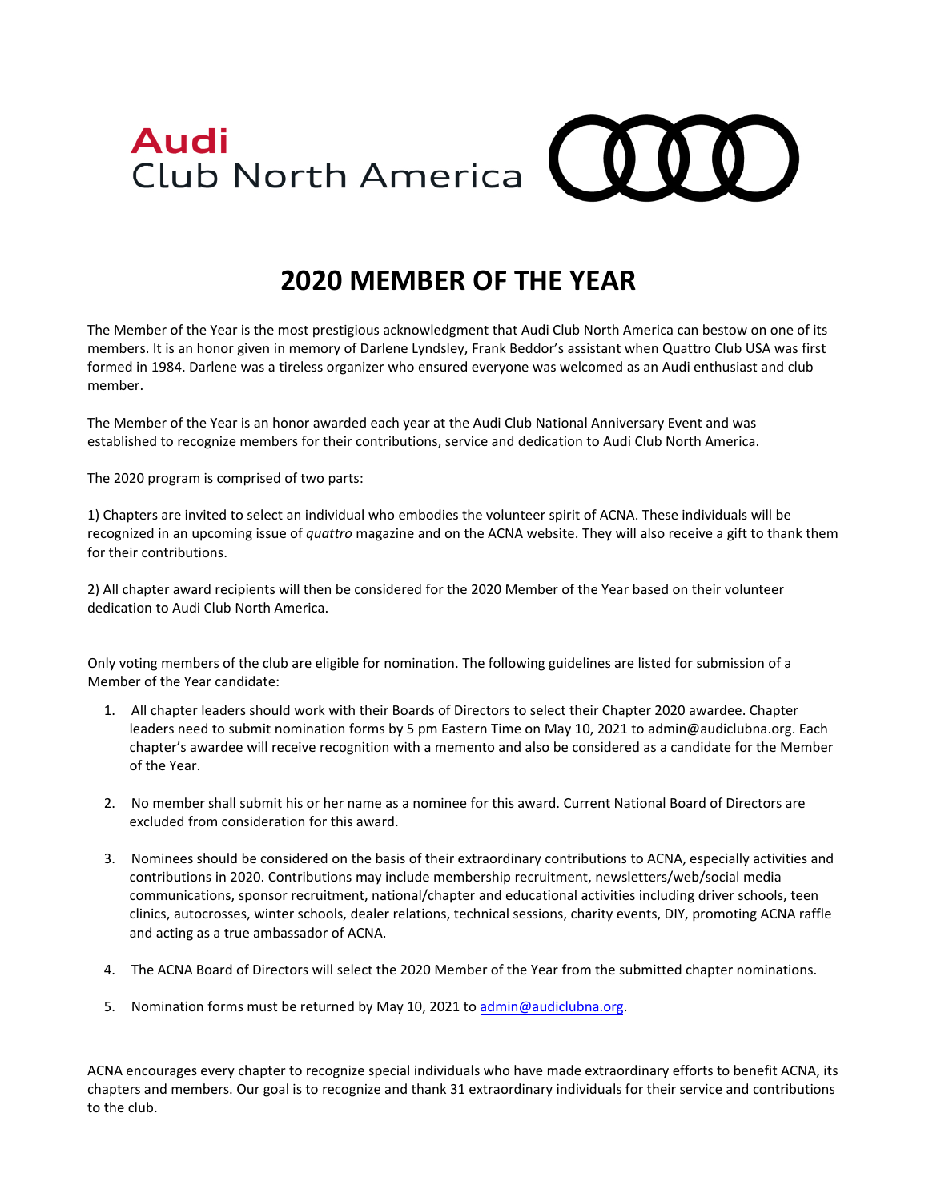Audi
Club North America

# 2020 MEMBER OF THE YEAR

The Member of the Year is the most prestigious acknowledgment that Audi Club North America can bestow on one of its members. It is an honor given in memory of Darlene Lyndsley, Frank Beddor's assistant when Quattro Club USA was first formed in 1984. Darlene was a tireless organizer who ensured everyone was welcomed as an Audi enthusiast and club member.

The Member of the Year is an honor awarded each year at the Audi Club National Anniversary Event and was established to recognize members for their contributions, service and dedication to Audi Club North America.

The 2020 program is comprised of two parts:

1) Chapters are invited to select an individual who embodies the volunteer spirit of ACNA. These individuals will be recognized in an upcoming issue of *quattro* magazine and on the ACNA website. They will also receive a gift to thank them for their contributions.

2) All chapter award recipients will then be considered for the 2020 Member of the Year based on their volunteer dedication to Audi Club North America.

Only voting members of the club are eligible for nomination. The following guidelines are listed for submission of a Member of the Year candidate:

1. All chapter leaders should work with their Boards of Directors to select their Chapter 2020 awardee. Chapter leaders need to submit nomination forms by 5 pm Eastern Time on May 10, 2021 to admin@audiclubna.org. Each chapter's awardee will receive recognition with a memento and also be considered as a candidate for the Member of the Year.

2. No member shall submit his or her name as a nominee for this award. Current National Board of Directors are excluded from consideration for this award.

3. Nominees should be considered on the basis of their extraordinary contributions to ACNA, especially activities and contributions in 2020. Contributions may include membership recruitment, newsletters/web/social media communications, sponsor recruitment, national/chapter and educational activities including driver schools, teen clinics, autocrosses, winter schools, dealer relations, technical sessions, charity events, DIY, promoting ACNA raffle and acting as a true ambassador of ACNA.

4. The ACNA Board of Directors will select the 2020 Member of the Year from the submitted chapter nominations.

5. Nomination forms must be returned by May 10, 2021 to admin@audiclubna.org.

ACNA encourages every chapter to recognize special individuals who have made extraordinary efforts to benefit ACNA, its chapters and members. Our goal is to recognize and thank 31 extraordinary individuals for their service and contributions to the club.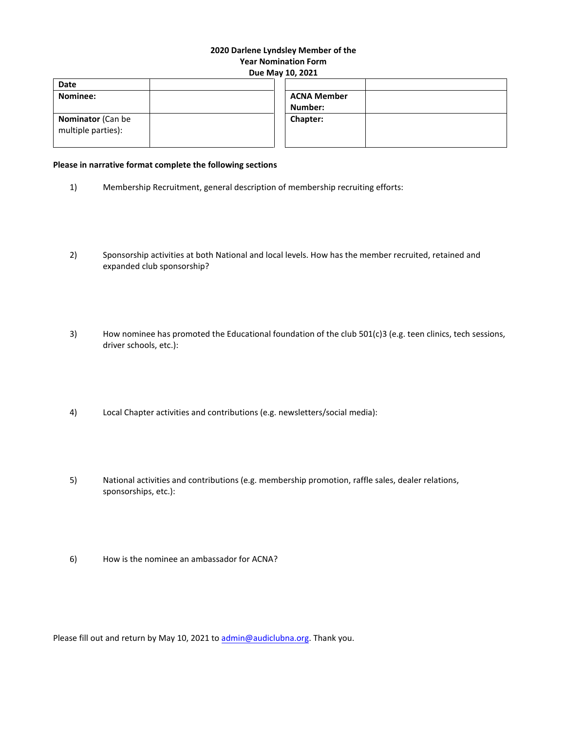**2020 Darlene Lyndsley Member of the Year Nomination Form**
**Due May 10, 2021**

| | | | |
|---|---|---|---|
| **Date** | | | |
| **Nominee:** | | **ACNA Member Number:** | |
| **Nominator** (Can be multiple parties): | | **Chapter:** | |

**Please in narrative format complete the following sections**

1) Membership Recruitment, general description of membership recruiting efforts:

2) Sponsorship activities at both National and local levels. How has the member recruited, retained and expanded club sponsorship?

3) How nominee has promoted the Educational foundation of the club 501(c)3 (e.g. teen clinics, tech sessions, driver schools, etc.):

4) Local Chapter activities and contributions (e.g. newsletters/social media):

5) National activities and contributions (e.g. membership promotion, raffle sales, dealer relations, sponsorships, etc.):

6) How is the nominee an ambassador for ACNA?

Please fill out and return by May 10, 2021 to admin@audiclubna.org. Thank you.